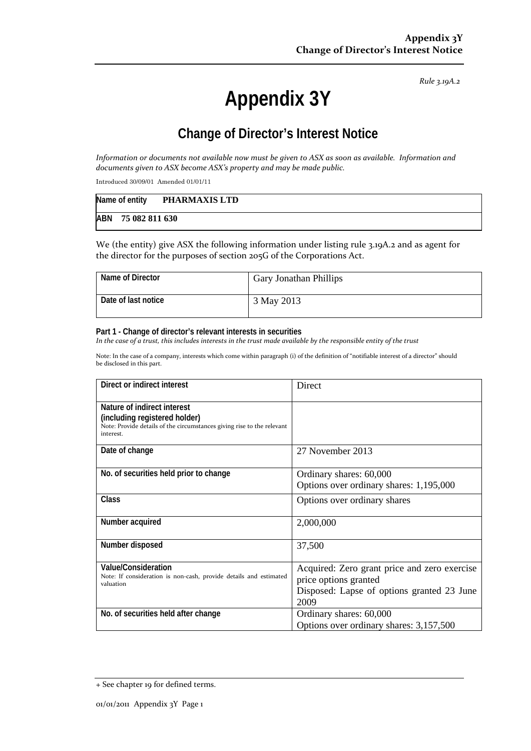Rule 3.19A.2

# Appendix 3Y

## Change of Director's Interest Notice

*Information or documents not available now must be given to ASX as soon as available. Information and documents given to ASX become ASX's property and may be made public.*

Introduced 30/09/01 Amended 01/01/11

| Name of entity | **PHARMAXIS LTD** |
|---|---|
| ABN | **75 082 811 630** |

We (the entity) give ASX the following information under listing rule 3.19A.2 and as agent for the director for the purposes of section 205G of the Corporations Act.

| Name of Director | Gary Jonathan Phillips |
|---|---|
| Date of last notice | 3 May 2013 |

**Part 1 - Change of director's relevant interests in securities**
*In the case of a trust, this includes interests in the trust made available by the responsible entity of the trust*

Note: In the case of a company, interests which come within paragraph (i) of the definition of "notifiable interest of a director" should be disclosed in this part.

| Direct or indirect interest | Direct |
|---|---|
| **Nature of indirect interest (including registered holder)**<br>Note: Provide details of the circumstances giving rise to the relevant interest. | |
| Date of change | 27 November 2013 |
| No. of securities held prior to change | Ordinary shares: 60,000<br>Options over ordinary shares: 1,195,000 |
| Class | Options over ordinary shares |
| Number acquired | 2,000,000 |
| Number disposed | 37,500 |
| **Value/Consideration**<br>Note: If consideration is non-cash, provide details and estimated valuation | Acquired: Zero grant price and zero exercise price options granted<br>Disposed: Lapse of options granted 23 June 2009 |
| No. of securities held after change | Ordinary shares: 60,000<br>Options over ordinary shares: 3,157,500 |

+ See chapter 19 for defined terms.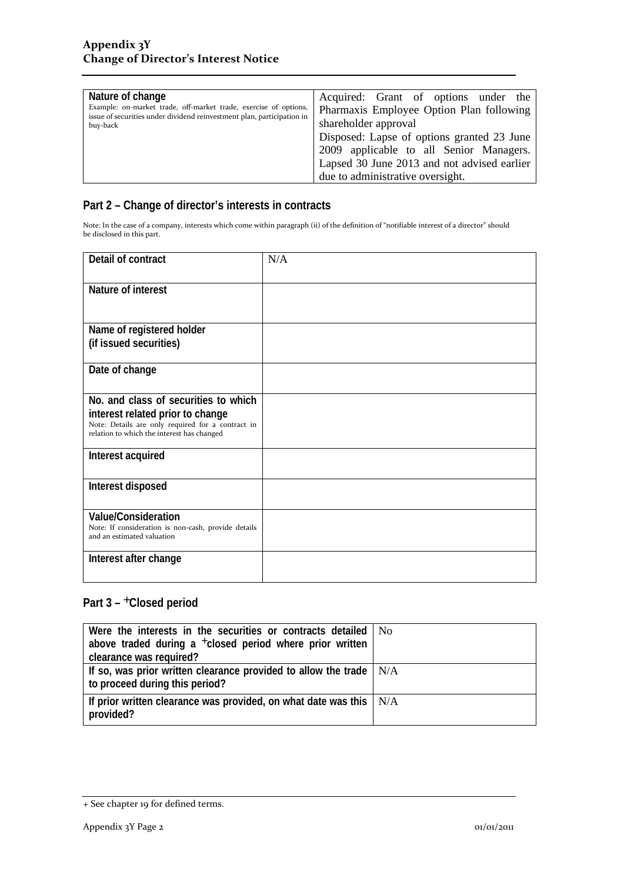| | |
|---|---|
| **Nature of change**<br>Example: on-market trade, off-market trade, exercise of options, issue of securities under dividend reinvestment plan, participation in buy-back | Acquired: Grant of options under the Pharmaxis Employee Option Plan following shareholder approval<br>Disposed: Lapse of options granted 23 June 2009 applicable to all Senior Managers. Lapsed 30 June 2013 and not advised earlier due to administrative oversight. |

## Part 2 – Change of director's interests in contracts

Note: In the case of a company, interests which come within paragraph (ii) of the definition of "notifiable interest of a director" should be disclosed in this part.

| | |
|---|---|
| **Detail of contract** | N/A |
| **Nature of interest** | |
| **Name of registered holder (if issued securities)** | |
| **Date of change** | |
| **No. and class of securities to which interest related prior to change**<br>Note: Details are only required for a contract in relation to which the interest has changed | |
| **Interest acquired** | |
| **Interest disposed** | |
| **Value/Consideration**<br>Note: If consideration is non-cash, provide details and an estimated valuation | |
| **Interest after change** | |

## Part 3 – +Closed period

| | |
|---|---|
| **Were the interests in the securities or contracts detailed above traded during a +closed period where prior written clearance was required?** | No |
| **If so, was prior written clearance provided to allow the trade to proceed during this period?** | N/A |
| **If prior written clearance was provided, on what date was this provided?** | N/A |

+ See chapter 19 for defined terms.